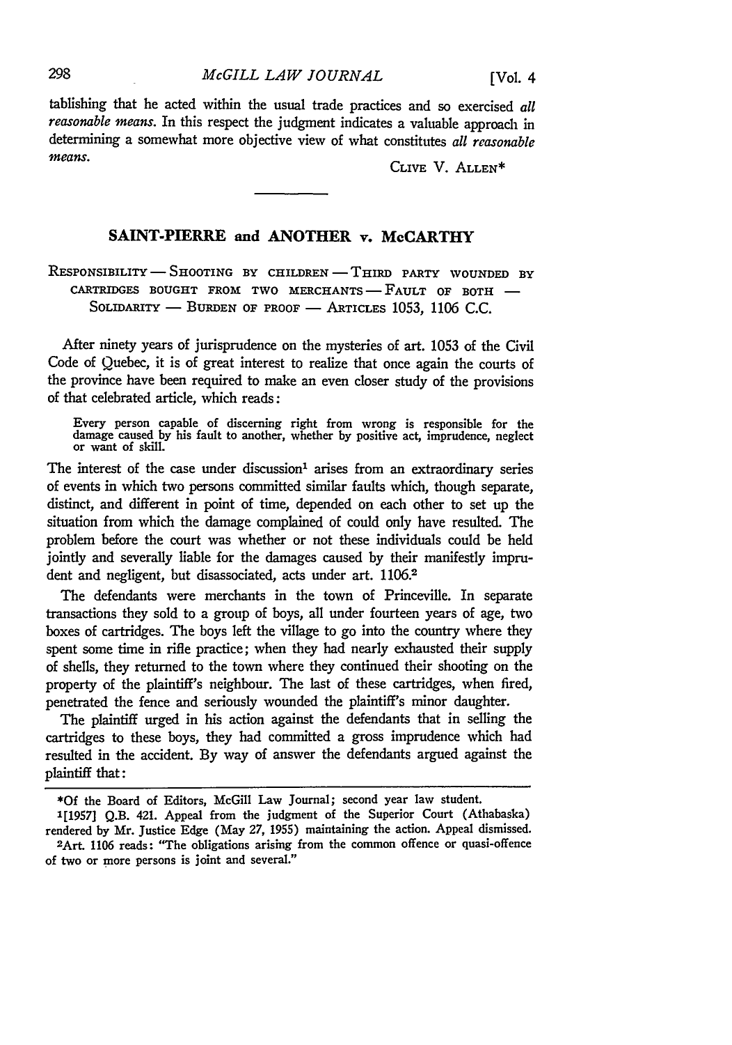tablishing that he acted within the usual trade practices and so exercised *all reasonable means*. In this respect the judgment indicates a valuable approach in determining a somewhat more objective view of what constitutes *all reasonable means*.

CLIVE V. ALLEN*

## SAINT-PIERRE and ANOTHER v. McCARTHY

RESPONSIBILITY — SHOOTING BY CHILDREN — THIRD PARTY WOUNDED BY CARTRIDGES BOUGHT FROM TWO MERCHANTS — FAULT OF BOTH — SOLIDARITY — BURDEN OF PROOF — ARTICLES 1053, 1106 C.C.

After ninety years of jurisprudence on the mysteries of art. 1053 of the Civil Code of Quebec, it is of great interest to realize that once again the courts of the province have been required to make an even closer study of the provisions of that celebrated article, which reads:

> Every person capable of discerning right from wrong is responsible for the damage caused by his fault to another, whether by positive act, imprudence, neglect or want of skill.

The interest of the case under discussion[1] arises from an extraordinary series of events in which two persons committed similar faults which, though separate, distinct, and different in point of time, depended on each other to set up the situation from which the damage complained of could only have resulted. The problem before the court was whether or not these individuals could be held jointly and severally liable for the damages caused by their manifestly imprudent and negligent, but disassociated, acts under art. 1106.[2]

The defendants were merchants in the town of Princeville. In separate transactions they sold to a group of boys, all under fourteen years of age, two boxes of cartridges. The boys left the village to go into the country where they spent some time in rifle practice; when they had nearly exhausted their supply of shells, they returned to the town where they continued their shooting on the property of the plaintiff's neighbour. The last of these cartridges, when fired, penetrated the fence and seriously wounded the plaintiff's minor daughter.

The plaintiff urged in his action against the defendants that in selling the cartridges to these boys, they had committed a gross imprudence which had resulted in the accident. By way of answer the defendants argued against the plaintiff that:

---

*Of the Board of Editors, McGill Law Journal; second year law student.

[1][1957] Q.B. 421. Appeal from the judgment of the Superior Court (Athabaska) rendered by Mr. Justice Edge (May 27, 1955) maintaining the action. Appeal dismissed.

[2]Art. 1106 reads: "The obligations arising from the common offence or quasi-offence of two or more persons is joint and several."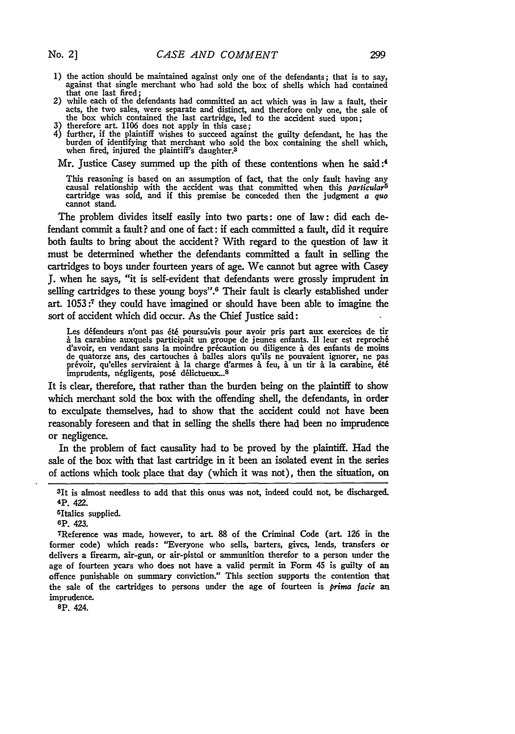1) the action should be maintained against only one of the defendants; that is to say, against that single merchant who had sold the box of shells which had contained that one last fired;
2) while each of the defendants had committed an act which was in law a fault, their acts, the two sales, were separate and distinct, and therefore only one, the sale of the box which contained the last cartridge, led to the accident sued upon;
3) therefore art. 1106 does not apply in this case;
4) further, if the plaintiff wishes to succeed against the guilty defendant, he has the burden of identifying that merchant who sold the box containing the shell which, when fired, injured the plaintiff's daughter.[3]

Mr. Justice Casey summed up the pith of these contentions when he said:[4]

> This reasoning is based on an assumption of fact, that the only fault having any causal relationship with the accident was that committed when this *particular*[5] cartridge was sold, and if this premise be conceded then the judgment *a quo* cannot stand.

The problem divides itself easily into two parts: one of law: did each defendant commit a fault? and one of fact: if each committed a fault, did it require both faults to bring about the accident? With regard to the question of law it must be determined whether the defendants committed a fault in selling the cartridges to boys under fourteen years of age. We cannot but agree with Casey J. when he says, "it is self-evident that defendants were grossly imprudent in selling cartridges to these young boys".[6] Their fault is clearly established under art. 1053:[7] they could have imagined or should have been able to imagine the sort of accident which did occur. As the Chief Justice said:

> Les défendeurs n'ont pas été poursuivis pour avoir pris part aux exercices de tir à la carabine auxquels participait un groupe de jeunes enfants. Il leur est reproché d'avoir, en vendant sans la moindre précaution ou diligence à des enfants de moins de quatorze ans, des cartouches à balles alors qu'ils ne pouvaient ignorer, ne pas prévoir, qu'elles serviraient à la charge d'armes à feu, à un tir à la carabine, été imprudents, négligents, posé délictueux...[8]

It is clear, therefore, that rather than the burden being on the plaintiff to show which merchant sold the box with the offending shell, the defendants, in order to exculpate themselves, had to show that the accident could not have been reasonably foreseen and that in selling the shells there had been no imprudence or negligence.

In the problem of fact causality had to be proved by the plaintiff. Had the sale of the box with that last cartridge in it been an isolated event in the series of actions which took place that day (which it was not), then the situation, on

---

[3] It is almost needless to add that this onus was not, indeed could not, be discharged.

[4] P. 422.

[5] Italics supplied.

[6] P. 423.

[7] Reference was made, however, to art. 88 of the Criminal Code (art. 126 in the former code) which reads: "Everyone who sells, barters, givcs, lends, transfers or delivers a firearm, air-gun, or air-pistol or ammunition therefor to a person under the age of fourteen ycars who does not have a valid permit in Form 45 is guilty of an offence punishable on summary conviction." This section supports the contention that the sale of the cartridges to persons under the age of fourteen is *prima facie* an imprudence.

[8] P. 424.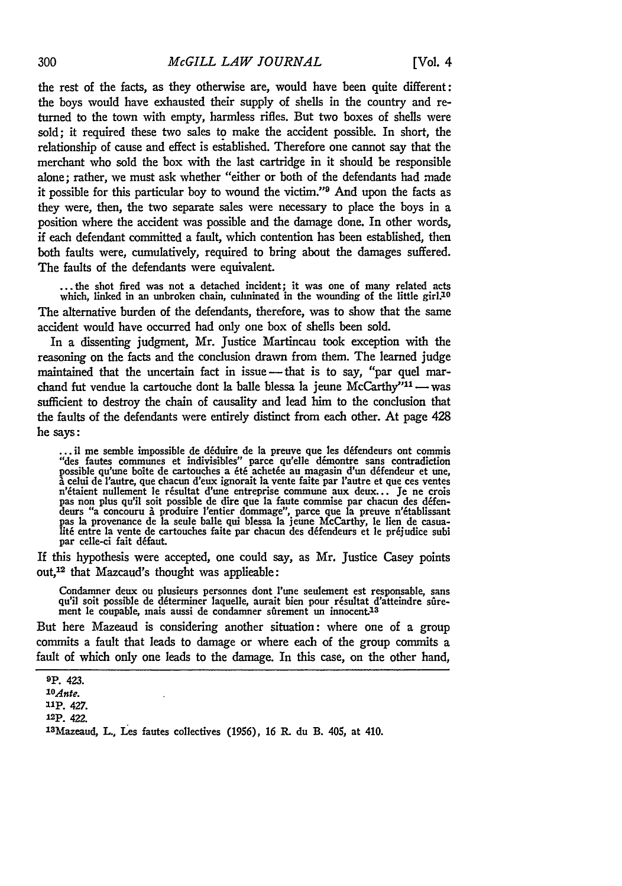the rest of the facts, as they otherwise are, would have been quite different: the boys would have exhausted their supply of shells in the country and returned to the town with empty, harmless rifles. But two boxes of shells were sold; it required these two sales to make the accident possible. In short, the relationship of cause and effect is established. Therefore one cannot say that the merchant who sold the box with the last cartridge in it should be responsible alone; rather, we must ask whether "either or both of the defendants had made it possible for this particular boy to wound the victim."[9] And upon the facts as they were, then, the two separate sales were necessary to place the boys in a position where the accident was possible and the damage done. In other words, if each defendant committed a fault, which contention has been established, then both faults were, cumulatively, required to bring about the damages suffered. The faults of the defendants were equivalent.

> ...the shot fired was not a detached incident; it was one of many related acts which, linked in an unbroken chain, culminated in the wounding of the little girl.[10]

The alternative burden of the defendants, therefore, was to show that the same accident would have occurred had only one box of shells been sold.

In a dissenting judgment, Mr. Justice Martineau took exception with the reasoning on the facts and the conclusion drawn from them. The learned judge maintained that the uncertain fact in issue — that is to say, "par quel marchand fut vendue la cartouche dont la balle blessa la jeune McCarthy"[11] — was sufficient to destroy the chain of causality and lead him to the conclusion that the faults of the defendants were entirely distinct from each other. At page 428 he says:

> ... il me semble impossible de déduire de la preuve que les défendeurs ont commis "des fautes communes et indivisibles" parce qu'elle démontre sans contradiction possible qu'une boîte de cartouches a été achetée au magasin d'un défendeur et une, à celui de l'autre, que chacun d'eux ignorait la vente faite par l'autre et que ces ventes n'étaient nullement le résultat d'une entreprise commune aux deux... Je ne crois pas non plus qu'il soit possible de dire que la faute commise par chacun des défendeurs "a concouru à produire l'entier dommage", parce que la preuve n'établissant pas la provenance de la seule balle qui blessa la jeune McCarthy, le lien de causalité entre la vente de cartouches faite par chacun des défendeurs et le préjudice subi par celle-ci fait défaut.

If this hypothesis were accepted, one could say, as Mr. Justice Casey points out,[12] that Mazcaud's thought was applieable:

> Condamner deux ou plusieurs personnes dont l'une seulement est responsable, sans qu'il soit possible de déterminer laquelle, aurait bien pour résultat d'atteindre sûrement le coupable, mais aussi de condamner sûrement un innocent.[13]

But here Mazeaud is considering another situation: where one of a group commits a fault that leads to damage or where each of the group commits a fault of which only one leads to the damage. In this case, on the other hand,

---

[9] P. 423.

[10] *Ante.*

[11] P. 427.

[12] P. 422.

[13] Mazeaud, L., Les fautes collectives (1956), 16 R. du B. 405, at 410.